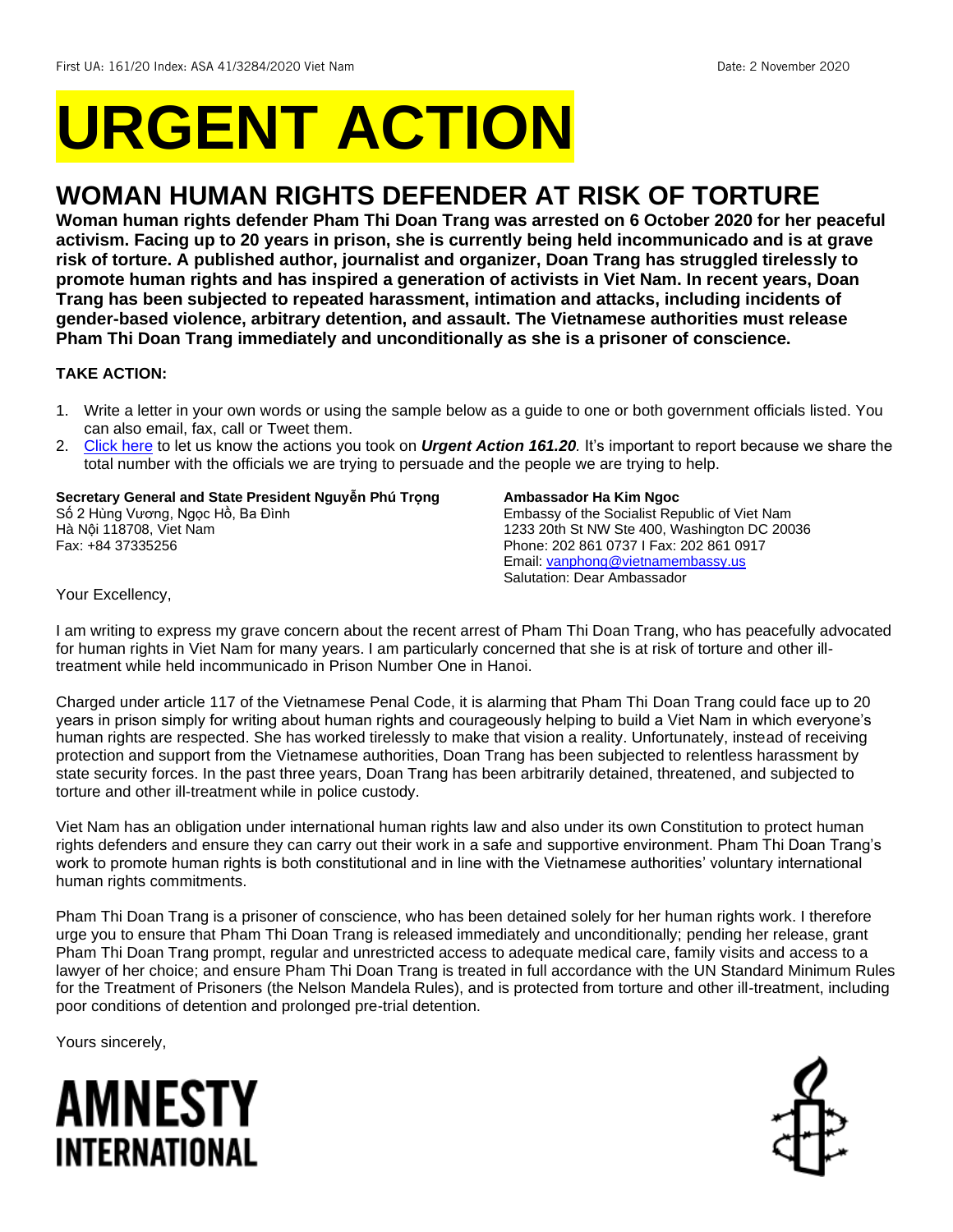First UA: 161/20 Index: ASA 41/3284/2020 Viet Nam Date: 2 November 2020

# URGENT ACTION

## WOMAN HUMAN RIGHTS DEFENDER AT RISK OF TORTURE

**Woman human rights defender Pham Thi Doan Trang was arrested on 6 October 2020 for her peaceful activism. Facing up to 20 years in prison, she is currently being held incommunicado and is at grave risk of torture. A published author, journalist and organizer, Doan Trang has struggled tirelessly to promote human rights and has inspired a generation of activists in Viet Nam. In recent years, Doan Trang has been subjected to repeated harassment, intimation and attacks, including incidents of gender-based violence, arbitrary detention, and assault. The Vietnamese authorities must release Pham Thi Doan Trang immediately and unconditionally as she is a prisoner of conscience.**

**TAKE ACTION:**

1. Write a letter in your own words or using the sample below as a guide to one or both government officials listed. You can also email, fax, call or Tweet them.
2. Click here to let us know the actions you took on ***Urgent Action 161.20***. It's important to report because we share the total number with the officials we are trying to persuade and the people we are trying to help.

**Secretary General and State President Nguyễn Phú Trọng**
Số 2 Hùng Vương, Ngọc Hồ, Ba Đình
Hà Nội 118708, Viet Nam
Fax: +84 37335256

**Ambassador Ha Kim Ngoc**
Embassy of the Socialist Republic of Viet Nam
1233 20th St NW Ste 400, Washington DC 20036
Phone: 202 861 0737 I Fax: 202 861 0917
Email: vanphong@vietnamembassy.us
Salutation: Dear Ambassador

Your Excellency,

I am writing to express my grave concern about the recent arrest of Pham Thi Doan Trang, who has peacefully advocated for human rights in Viet Nam for many years. I am particularly concerned that she is at risk of torture and other ill-treatment while held incommunicado in Prison Number One in Hanoi.

Charged under article 117 of the Vietnamese Penal Code, it is alarming that Pham Thi Doan Trang could face up to 20 years in prison simply for writing about human rights and courageously helping to build a Viet Nam in which everyone's human rights are respected. She has worked tirelessly to make that vision a reality. Unfortunately, instead of receiving protection and support from the Vietnamese authorities, Doan Trang has been subjected to relentless harassment by state security forces. In the past three years, Doan Trang has been arbitrarily detained, threatened, and subjected to torture and other ill-treatment while in police custody.

Viet Nam has an obligation under international human rights law and also under its own Constitution to protect human rights defenders and ensure they can carry out their work in a safe and supportive environment. Pham Thi Doan Trang's work to promote human rights is both constitutional and in line with the Vietnamese authorities' voluntary international human rights commitments.

Pham Thi Doan Trang is a prisoner of conscience, who has been detained solely for her human rights work. I therefore urge you to ensure that Pham Thi Doan Trang is released immediately and unconditionally; pending her release, grant Pham Thi Doan Trang prompt, regular and unrestricted access to adequate medical care, family visits and access to a lawyer of her choice; and ensure Pham Thi Doan Trang is treated in full accordance with the UN Standard Minimum Rules for the Treatment of Prisoners (the Nelson Mandela Rules), and is protected from torture and other ill-treatment, including poor conditions of detention and prolonged pre-trial detention.

Yours sincerely,

AMNESTY INTERNATIONAL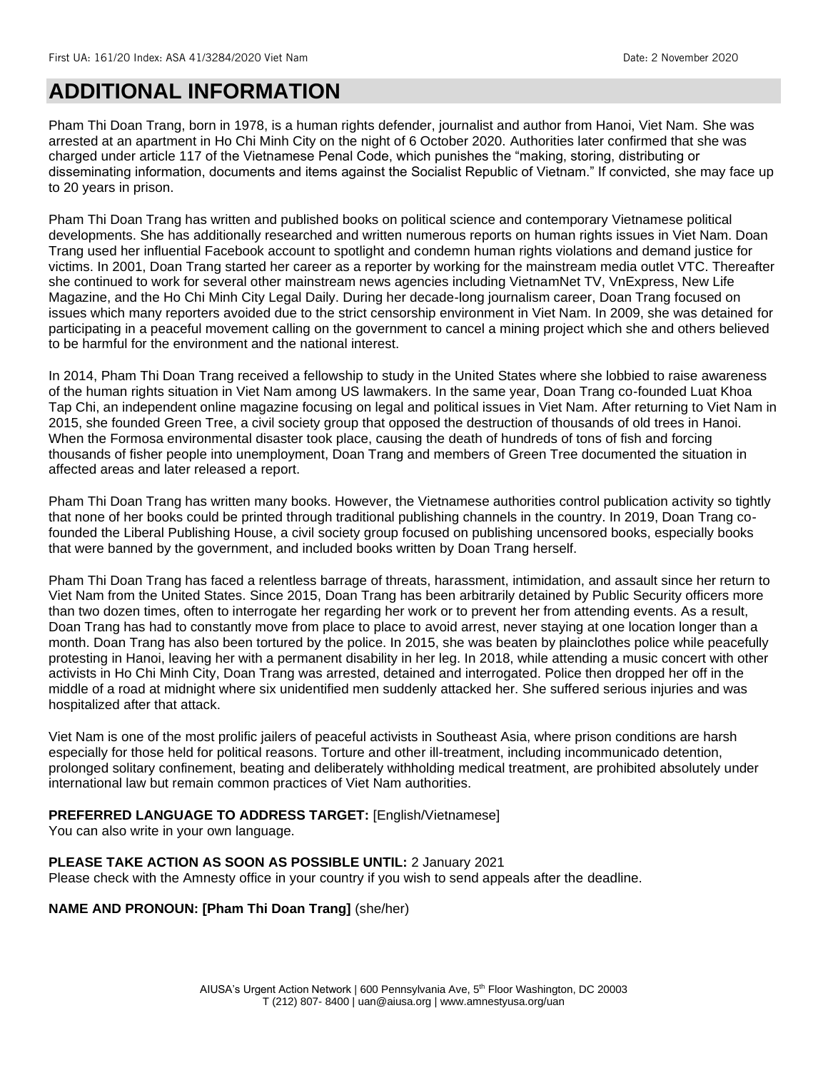# ADDITIONAL INFORMATION

Pham Thi Doan Trang, born in 1978, is a human rights defender, journalist and author from Hanoi, Viet Nam. She was arrested at an apartment in Ho Chi Minh City on the night of 6 October 2020. Authorities later confirmed that she was charged under article 117 of the Vietnamese Penal Code, which punishes the "making, storing, distributing or disseminating information, documents and items against the Socialist Republic of Vietnam." If convicted, she may face up to 20 years in prison.

Pham Thi Doan Trang has written and published books on political science and contemporary Vietnamese political developments. She has additionally researched and written numerous reports on human rights issues in Viet Nam. Doan Trang used her influential Facebook account to spotlight and condemn human rights violations and demand justice for victims. In 2001, Doan Trang started her career as a reporter by working for the mainstream media outlet VTC. Thereafter she continued to work for several other mainstream news agencies including VietnamNet TV, VnExpress, New Life Magazine, and the Ho Chi Minh City Legal Daily. During her decade-long journalism career, Doan Trang focused on issues which many reporters avoided due to the strict censorship environment in Viet Nam. In 2009, she was detained for participating in a peaceful movement calling on the government to cancel a mining project which she and others believed to be harmful for the environment and the national interest.

In 2014, Pham Thi Doan Trang received a fellowship to study in the United States where she lobbied to raise awareness of the human rights situation in Viet Nam among US lawmakers. In the same year, Doan Trang co-founded Luat Khoa Tap Chi, an independent online magazine focusing on legal and political issues in Viet Nam. After returning to Viet Nam in 2015, she founded Green Tree, a civil society group that opposed the destruction of thousands of old trees in Hanoi. When the Formosa environmental disaster took place, causing the death of hundreds of tons of fish and forcing thousands of fisher people into unemployment, Doan Trang and members of Green Tree documented the situation in affected areas and later released a report.

Pham Thi Doan Trang has written many books. However, the Vietnamese authorities control publication activity so tightly that none of her books could be printed through traditional publishing channels in the country. In 2019, Doan Trang co-founded the Liberal Publishing House, a civil society group focused on publishing uncensored books, especially books that were banned by the government, and included books written by Doan Trang herself.

Pham Thi Doan Trang has faced a relentless barrage of threats, harassment, intimidation, and assault since her return to Viet Nam from the United States. Since 2015, Doan Trang has been arbitrarily detained by Public Security officers more than two dozen times, often to interrogate her regarding her work or to prevent her from attending events. As a result, Doan Trang has had to constantly move from place to place to avoid arrest, never staying at one location longer than a month. Doan Trang has also been tortured by the police. In 2015, she was beaten by plainclothes police while peacefully protesting in Hanoi, leaving her with a permanent disability in her leg. In 2018, while attending a music concert with other activists in Ho Chi Minh City, Doan Trang was arrested, detained and interrogated. Police then dropped her off in the middle of a road at midnight where six unidentified men suddenly attacked her. She suffered serious injuries and was hospitalized after that attack.

Viet Nam is one of the most prolific jailers of peaceful activists in Southeast Asia, where prison conditions are harsh especially for those held for political reasons. Torture and other ill-treatment, including incommunicado detention, prolonged solitary confinement, beating and deliberately withholding medical treatment, are prohibited absolutely under international law but remain common practices of Viet Nam authorities.

**PREFERRED LANGUAGE TO ADDRESS TARGET:** [English/Vietnamese]
You can also write in your own language.

**PLEASE TAKE ACTION AS SOON AS POSSIBLE UNTIL:** 2 January 2021
Please check with the Amnesty office in your country if you wish to send appeals after the deadline.

**NAME AND PRONOUN: [Pham Thi Doan Trang]** (she/her)

AIUSA's Urgent Action Network | 600 Pennsylvania Ave, 5th Floor Washington, DC 20003
T (212) 807- 8400 | uan@aiusa.org | www.amnestyusa.org/uan